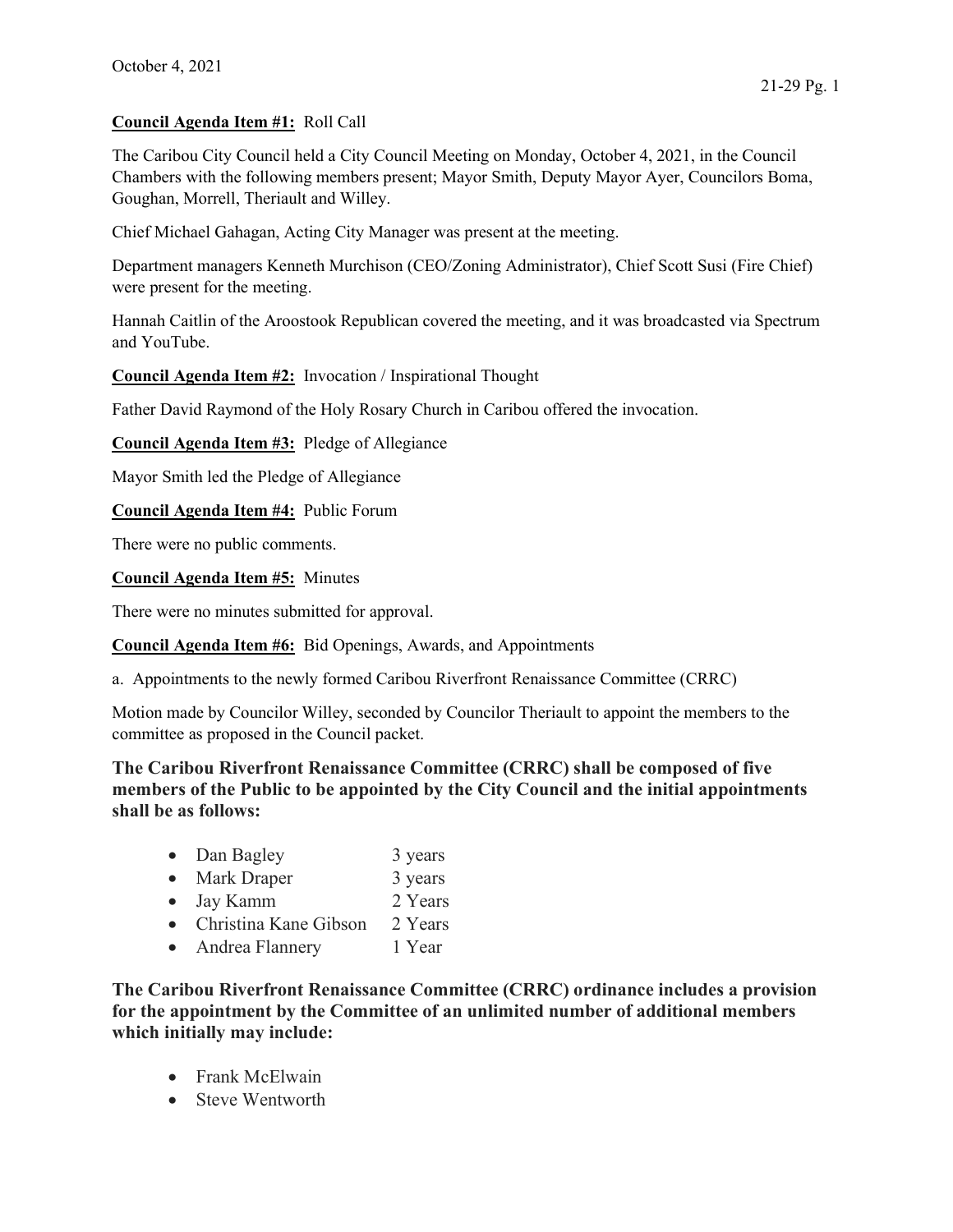October 4, 2021

**Council Agenda Item #1:** Roll Call

The Caribou City Council held a City Council Meeting on Monday, October 4, 2021, in the Council Chambers with the following members present; Mayor Smith, Deputy Mayor Ayer, Councilors Boma, Goughan, Morrell, Theriault and Willey.

Chief Michael Gahagan, Acting City Manager was present at the meeting.

Department managers Kenneth Murchison (CEO/Zoning Administrator), Chief Scott Susi (Fire Chief) were present for the meeting.

Hannah Caitlin of the Aroostook Republican covered the meeting, and it was broadcasted via Spectrum and YouTube.

**Council Agenda Item #2:** Invocation / Inspirational Thought

Father David Raymond of the Holy Rosary Church in Caribou offered the invocation.

**Council Agenda Item #3:** Pledge of Allegiance

Mayor Smith led the Pledge of Allegiance

**Council Agenda Item #4:** Public Forum

There were no public comments.

**Council Agenda Item #5:** Minutes

There were no minutes submitted for approval.

**Council Agenda Item #6:** Bid Openings, Awards, and Appointments

a. Appointments to the newly formed Caribou Riverfront Renaissance Committee (CRRC)

Motion made by Councilor Willey, seconded by Councilor Theriault to appoint the members to the committee as proposed in the Council packet.

**The Caribou Riverfront Renaissance Committee (CRRC) shall be composed of five members of the Public to be appointed by the City Council and the initial appointments shall be as follows:**

- Dan Bagley 3 years
- Mark Draper 3 years
- Jay Kamm 2 Years
- Christina Kane Gibson 2 Years
- Andrea Flannery 1 Year

**The Caribou Riverfront Renaissance Committee (CRRC) ordinance includes a provision for the appointment by the Committee of an unlimited number of additional members which initially may include:**

- Frank McElwain
- Steve Wentworth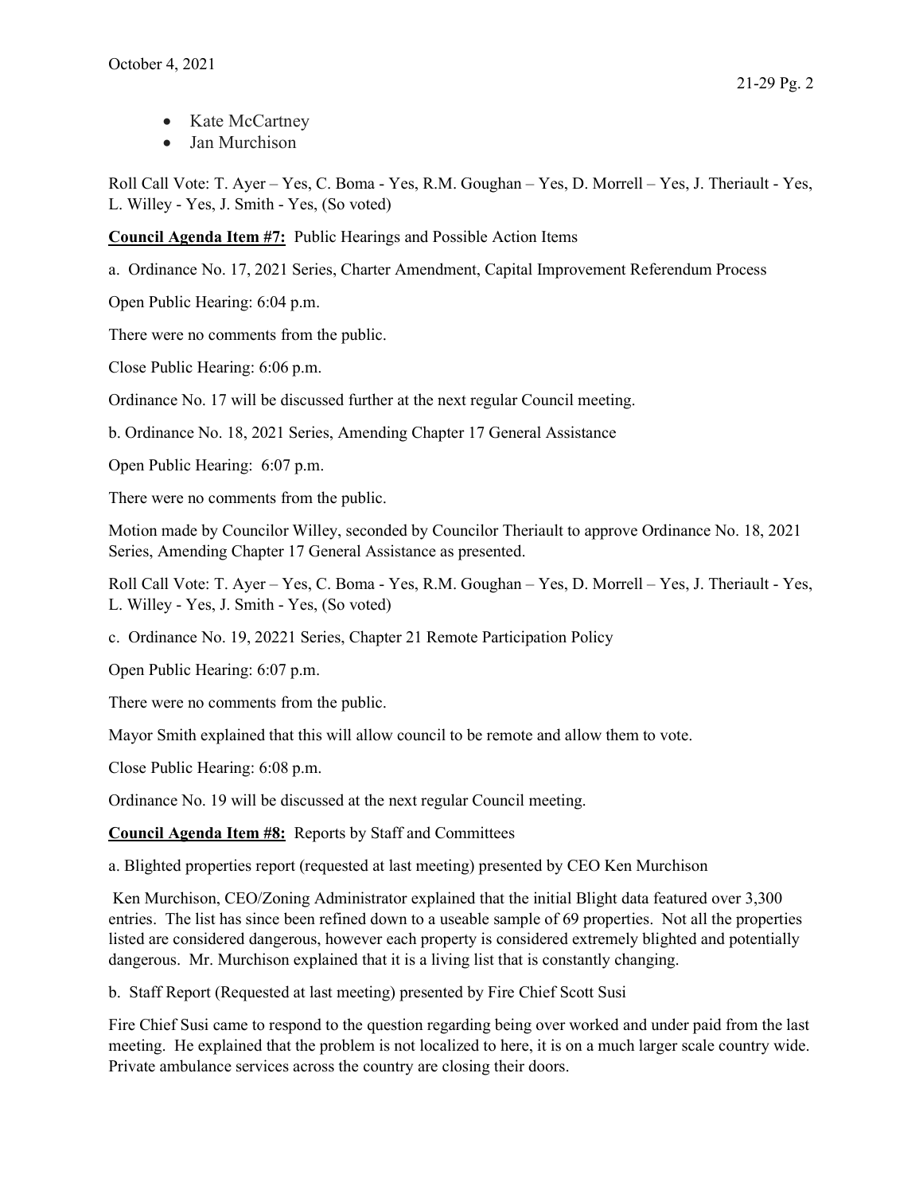- Kate McCartney
- Jan Murchison

Roll Call Vote: T. Ayer – Yes, C. Boma - Yes, R.M. Goughan – Yes, D. Morrell – Yes, J. Theriault - Yes, L. Willey - Yes, J. Smith - Yes, (So voted)

**Council Agenda Item #7:** Public Hearings and Possible Action Items

a. Ordinance No. 17, 2021 Series, Charter Amendment, Capital Improvement Referendum Process

Open Public Hearing: 6:04 p.m.

There were no comments from the public.

Close Public Hearing: 6:06 p.m.

Ordinance No. 17 will be discussed further at the next regular Council meeting.

b. Ordinance No. 18, 2021 Series, Amending Chapter 17 General Assistance

Open Public Hearing: 6:07 p.m.

There were no comments from the public.

Motion made by Councilor Willey, seconded by Councilor Theriault to approve Ordinance No. 18, 2021 Series, Amending Chapter 17 General Assistance as presented.

Roll Call Vote: T. Ayer – Yes, C. Boma - Yes, R.M. Goughan – Yes, D. Morrell – Yes, J. Theriault - Yes, L. Willey - Yes, J. Smith - Yes, (So voted)

c. Ordinance No. 19, 20221 Series, Chapter 21 Remote Participation Policy

Open Public Hearing: 6:07 p.m.

There were no comments from the public.

Mayor Smith explained that this will allow council to be remote and allow them to vote.

Close Public Hearing: 6:08 p.m.

Ordinance No. 19 will be discussed at the next regular Council meeting.

**Council Agenda Item #8:** Reports by Staff and Committees

a. Blighted properties report (requested at last meeting) presented by CEO Ken Murchison

Ken Murchison, CEO/Zoning Administrator explained that the initial Blight data featured over 3,300 entries. The list has since been refined down to a useable sample of 69 properties. Not all the properties listed are considered dangerous, however each property is considered extremely blighted and potentially dangerous. Mr. Murchison explained that it is a living list that is constantly changing.

b. Staff Report (Requested at last meeting) presented by Fire Chief Scott Susi

Fire Chief Susi came to respond to the question regarding being over worked and under paid from the last meeting. He explained that the problem is not localized to here, it is on a much larger scale country wide. Private ambulance services across the country are closing their doors.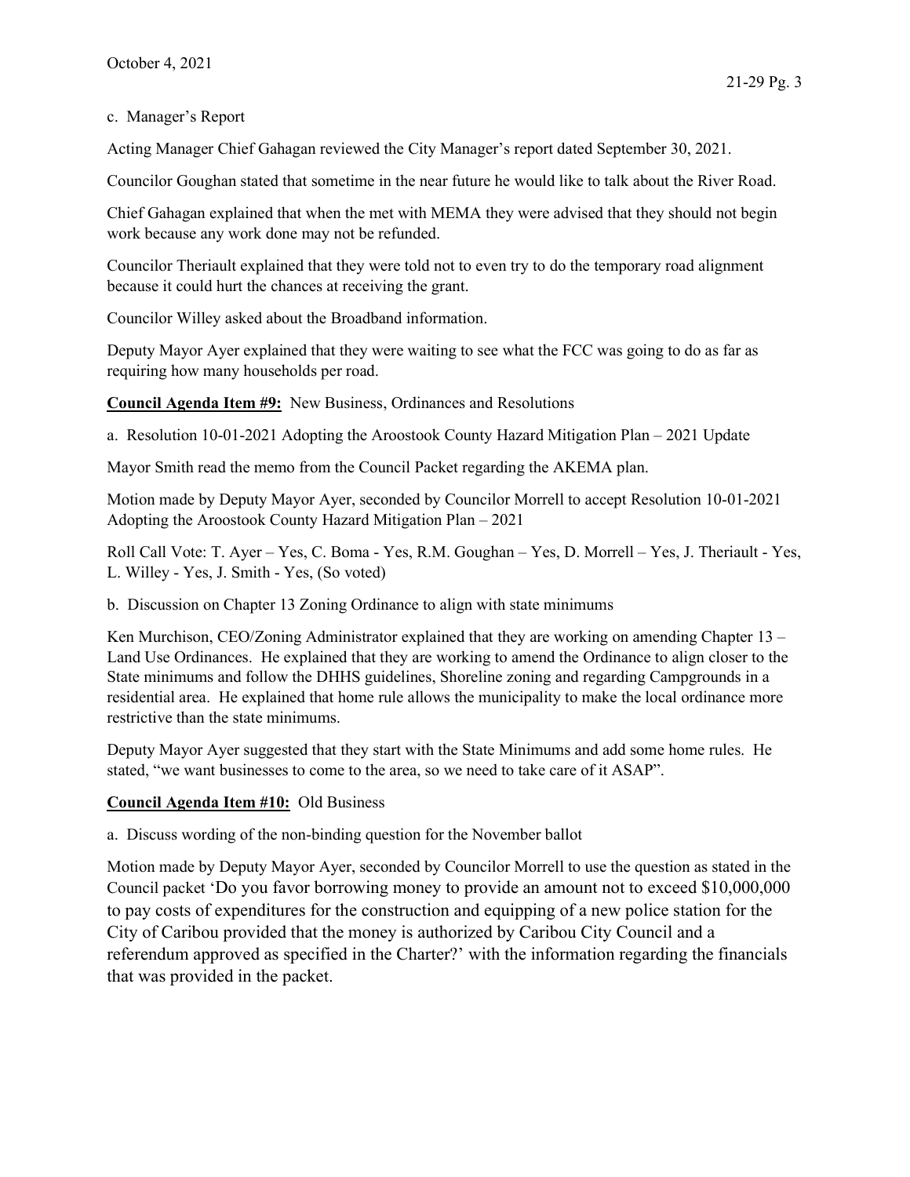c. Manager's Report

Acting Manager Chief Gahagan reviewed the City Manager's report dated September 30, 2021.

Councilor Goughan stated that sometime in the near future he would like to talk about the River Road.

Chief Gahagan explained that when the met with MEMA they were advised that they should not begin work because any work done may not be refunded.

Councilor Theriault explained that they were told not to even try to do the temporary road alignment because it could hurt the chances at receiving the grant.

Councilor Willey asked about the Broadband information.

Deputy Mayor Ayer explained that they were waiting to see what the FCC was going to do as far as requiring how many households per road.

**Council Agenda Item #9:** New Business, Ordinances and Resolutions

a. Resolution 10-01-2021 Adopting the Aroostook County Hazard Mitigation Plan – 2021 Update

Mayor Smith read the memo from the Council Packet regarding the AKEMA plan.

Motion made by Deputy Mayor Ayer, seconded by Councilor Morrell to accept Resolution 10-01-2021 Adopting the Aroostook County Hazard Mitigation Plan – 2021

Roll Call Vote: T. Ayer – Yes, C. Boma - Yes, R.M. Goughan – Yes, D. Morrell – Yes, J. Theriault - Yes, L. Willey - Yes, J. Smith - Yes, (So voted)

b. Discussion on Chapter 13 Zoning Ordinance to align with state minimums

Ken Murchison, CEO/Zoning Administrator explained that they are working on amending Chapter 13 – Land Use Ordinances. He explained that they are working to amend the Ordinance to align closer to the State minimums and follow the DHHS guidelines, Shoreline zoning and regarding Campgrounds in a residential area. He explained that home rule allows the municipality to make the local ordinance more restrictive than the state minimums.

Deputy Mayor Ayer suggested that they start with the State Minimums and add some home rules. He stated, "we want businesses to come to the area, so we need to take care of it ASAP".

**Council Agenda Item #10:** Old Business

a. Discuss wording of the non-binding question for the November ballot

Motion made by Deputy Mayor Ayer, seconded by Councilor Morrell to use the question as stated in the Council packet 'Do you favor borrowing money to provide an amount not to exceed $10,000,000 to pay costs of expenditures for the construction and equipping of a new police station for the City of Caribou provided that the money is authorized by Caribou City Council and a referendum approved as specified in the Charter?' with the information regarding the financials that was provided in the packet.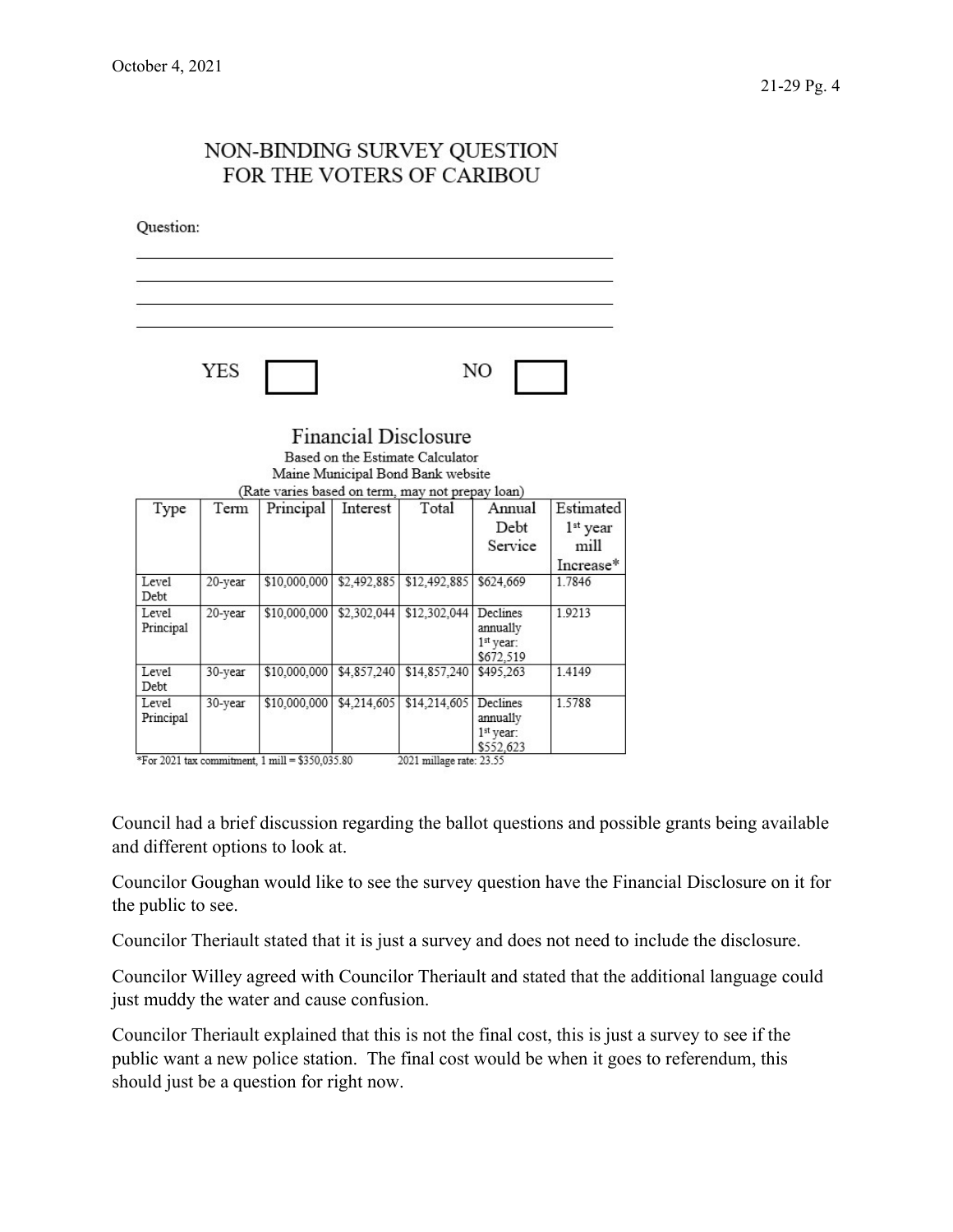## NON-BINDING SURVEY QUESTION FOR THE VOTERS OF CARIBOU

Question:

______________________________________________________

______________________________________________________

______________________________________________________

______________________________________________________

YES ☐ NO ☐

### Financial Disclosure

Based on the Estimate Calculator
Maine Municipal Bond Bank website
(Rate varies based on term, may not prepay loan)

| Type | Term | Principal | Interest | Total | Annual Debt Service | Estimated 1st year mill Increase* |
|---|---|---|---|---|---|---|
| Level Debt | 20-year | $10,000,000 | $2,492,885 | $12,492,885 | $624,669 | 1.7846 |
| Level Principal | 20-year | $10,000,000 | $2,302,044 | $12,302,044 | Declines annually 1st year: $672,519 | 1.9213 |
| Level Debt | 30-year | $10,000,000 | $4,857,240 | $14,857,240 | $495,263 | 1.4149 |
| Level Principal | 30-year | $10,000,000 | $4,214,605 | $14,214,605 | Declines annually 1st year: $552,623 | 1.5788 |

*For 2021 tax commitment, 1 mill = $350,035.80    2021 millage rate: 23.55

Council had a brief discussion regarding the ballot questions and possible grants being available and different options to look at.

Councilor Goughan would like to see the survey question have the Financial Disclosure on it for the public to see.

Councilor Theriault stated that it is just a survey and does not need to include the disclosure.

Councilor Willey agreed with Councilor Theriault and stated that the additional language could just muddy the water and cause confusion.

Councilor Theriault explained that this is not the final cost, this is just a survey to see if the public want a new police station. The final cost would be when it goes to referendum, this should just be a question for right now.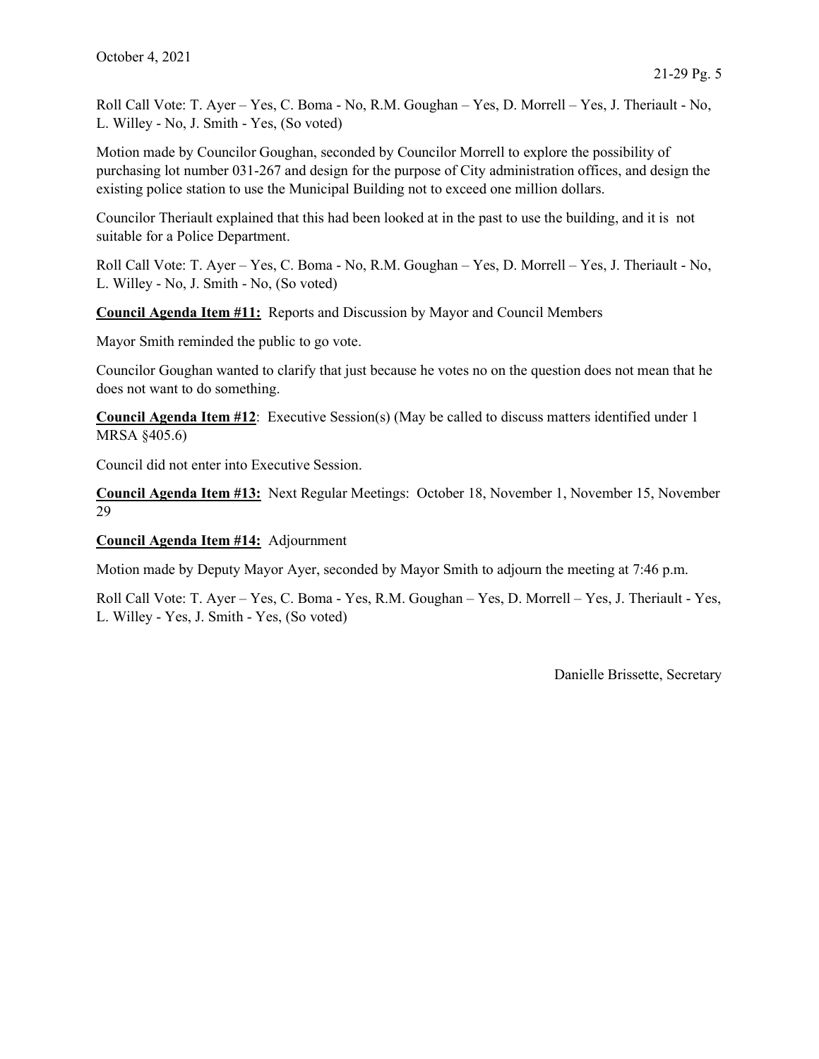Roll Call Vote: T. Ayer – Yes, C. Boma - No, R.M. Goughan – Yes, D. Morrell – Yes, J. Theriault - No, L. Willey - No, J. Smith - Yes, (So voted)

Motion made by Councilor Goughan, seconded by Councilor Morrell to explore the possibility of purchasing lot number 031-267 and design for the purpose of City administration offices, and design the existing police station to use the Municipal Building not to exceed one million dollars.

Councilor Theriault explained that this had been looked at in the past to use the building, and it is not suitable for a Police Department.

Roll Call Vote: T. Ayer – Yes, C. Boma - No, R.M. Goughan – Yes, D. Morrell – Yes, J. Theriault - No, L. Willey - No, J. Smith - No, (So voted)

**Council Agenda Item #11:** Reports and Discussion by Mayor and Council Members

Mayor Smith reminded the public to go vote.

Councilor Goughan wanted to clarify that just because he votes no on the question does not mean that he does not want to do something.

**Council Agenda Item #12**: Executive Session(s) (May be called to discuss matters identified under 1 MRSA §405.6)

Council did not enter into Executive Session.

**Council Agenda Item #13:** Next Regular Meetings: October 18, November 1, November 15, November 29

**Council Agenda Item #14:** Adjournment

Motion made by Deputy Mayor Ayer, seconded by Mayor Smith to adjourn the meeting at 7:46 p.m.

Roll Call Vote: T. Ayer – Yes, C. Boma - Yes, R.M. Goughan – Yes, D. Morrell – Yes, J. Theriault - Yes, L. Willey - Yes, J. Smith - Yes, (So voted)

Danielle Brissette, Secretary